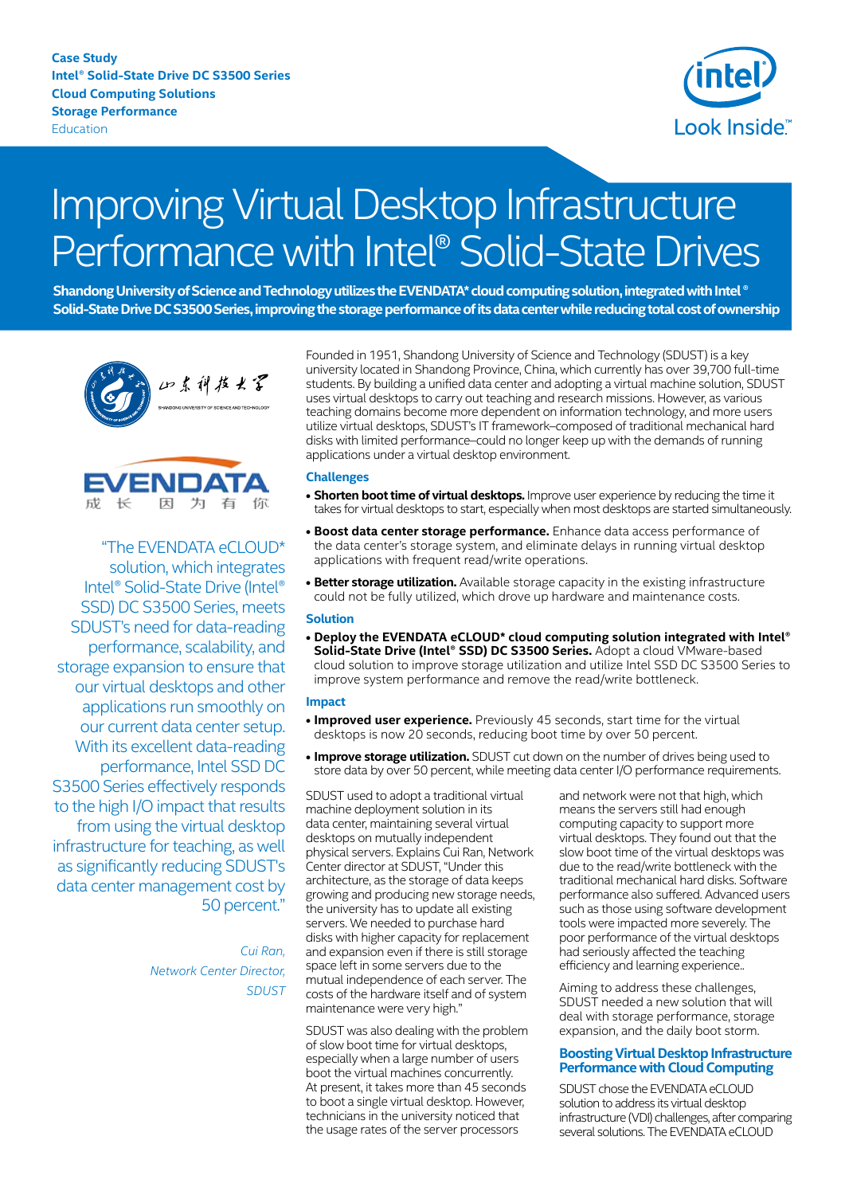Case Study
Intel® Solid-State Drive DC S3500 Series
Cloud Computing Solutions
Storage Performance
Education

# Improving Virtual Desktop Infrastructure Performance with Intel® Solid-State Drives

**Shandong University of Science and Technology utilizes the EVENDATA* cloud computing solution, integrated with Intel® Solid-State Drive DC S3500 Series, improving the storage performance of its data center while reducing total cost of ownership**

山东科技大学
SHANDONG UNIVERSITY OF SCIENCE AND TECHNOLOGY

EVENDATA
成 长 因 为 有 你

"The EVENDATA eCLOUD* solution, which integrates Intel® Solid-State Drive (Intel® SSD) DC S3500 Series, meets SDUST's need for data-reading performance, scalability, and storage expansion to ensure that our virtual desktops and other applications run smoothly on our current data center setup. With its excellent data-reading performance, Intel SSD DC S3500 Series effectively responds to the high I/O impact that results from using the virtual desktop infrastructure for teaching, as well as significantly reducing SDUST's data center management cost by 50 percent."

*Cui Ran,*
*Network Center Director,*
*SDUST*

Founded in 1951, Shandong University of Science and Technology (SDUST) is a key university located in Shandong Province, China, which currently has over 39,700 full-time students. By building a unified data center and adopting a virtual machine solution, SDUST uses virtual desktops to carry out teaching and research missions. However, as various teaching domains become more dependent on information technology, and more users utilize virtual desktops, SDUST's IT framework–composed of traditional mechanical hard disks with limited performance–could no longer keep up with the demands of running applications under a virtual desktop environment.

### Challenges

- **Shorten boot time of virtual desktops.** Improve user experience by reducing the time it takes for virtual desktops to start, especially when most desktops are started simultaneously.
- **Boost data center storage performance.** Enhance data access performance of the data center's storage system, and eliminate delays in running virtual desktop applications with frequent read/write operations.
- **Better storage utilization.** Available storage capacity in the existing infrastructure could not be fully utilized, which drove up hardware and maintenance costs.

### Solution

- **Deploy the EVENDATA eCLOUD* cloud computing solution integrated with Intel® Solid-State Drive (Intel® SSD) DC S3500 Series.** Adopt a cloud VMware-based cloud solution to improve storage utilization and utilize Intel SSD DC S3500 Series to improve system performance and remove the read/write bottleneck.

### Impact

- **Improved user experience.** Previously 45 seconds, start time for the virtual desktops is now 20 seconds, reducing boot time by over 50 percent.
- **Improve storage utilization.** SDUST cut down on the number of drives being used to store data by over 50 percent, while meeting data center I/O performance requirements.

SDUST used to adopt a traditional virtual machine deployment solution in its data center, maintaining several virtual desktops on mutually independent physical servers. Explains Cui Ran, Network Center director at SDUST, "Under this architecture, as the storage of data keeps growing and producing new storage needs, the university has to update all existing servers. We needed to purchase hard disks with higher capacity for replacement and expansion even if there is still storage space left in some servers due to the mutual independence of each server. The costs of the hardware itself and of system maintenance were very high."

SDUST was also dealing with the problem of slow boot time for virtual desktops, especially when a large number of users boot the virtual machines concurrently. At present, it takes more than 45 seconds to boot a single virtual desktop. However, technicians in the university noticed that the usage rates of the server processors and network were not that high, which means the servers still had enough computing capacity to support more virtual desktops. They found out that the slow boot time of the virtual desktops was due to the read/write bottleneck with the traditional mechanical hard disks. Software performance also suffered. Advanced users such as those using software development tools were impacted more severely. The poor performance of the virtual desktops had seriously affected the teaching efficiency and learning experience..

Aiming to address these challenges, SDUST needed a new solution that will deal with storage performance, storage expansion, and the daily boot storm.

### Boosting Virtual Desktop Infrastructure Performance with Cloud Computing

SDUST chose the EVENDATA eCLOUD solution to address its virtual desktop infrastructure (VDI) challenges, after comparing several solutions. The EVENDATA eCLOUD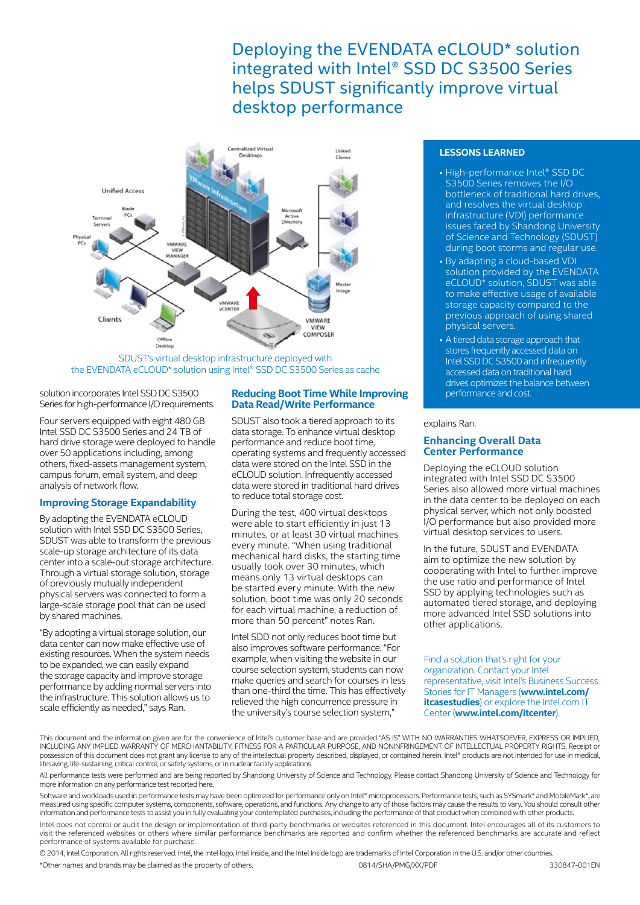# Deploying the EVENDATA eCLOUD* solution integrated with Intel® SSD DC S3500 Series helps SDUST significantly improve virtual desktop performance

Centralized Virtual Desktops
Linked Clones
Unified Access
Blade PCs
Terminal Servers
Physical PCs
VMware Infrastructure
Microsoft Active Directory
VMWARE VIEW MANAGER
Master Image
VMWARE vCENTER
Clients
VMWARE VIEW COMPOSER
Offline Desktop

SDUST's virtual desktop infrastructure deployed with the EVENDATA eCLOUD* solution using Intel® SSD DC S3500 Series as cache

solution incorporates Intel SSD DC S3500 Series for high-performance I/O requirements.

Four servers equipped with eight 480 GB Intel SSD DC S3500 Series and 24 TB of hard drive storage were deployed to handle over 50 applications including, among others, fixed-assets management system, campus forum, email system, and deep analysis of network flow.

## Improving Storage Expandability

By adopting the EVENDATA eCLOUD solution with Intel SSD DC S3500 Series, SDUST was able to transform the previous scale-up storage architecture of its data center into a scale-out storage architecture. Through a virtual storage solution, storage of previously mutually independent physical servers was connected to form a large-scale storage pool that can be used by shared machines.

"By adopting a virtual storage solution, our data center can now make effective use of existing resources. When the system needs to be expanded, we can easily expand the storage capacity and improve storage performance by adding normal servers into the infrastructure. This solution allows us to scale efficiently as needed," says Ran.

## Reducing Boot Time While Improving Data Read/Write Performance

SDUST also took a tiered approach to its data storage. To enhance virtual desktop performance and reduce boot time, operating systems and frequently accessed data were stored on the Intel SSD in the eCLOUD solution. Infrequently accessed data were stored in traditional hard drives to reduce total storage cost.

During the test, 400 virtual desktops were able to start efficiently in just 13 minutes, or at least 30 virtual machines every minute. "When using traditional mechanical hard disks, the starting time usually took over 30 minutes, which means only 13 virtual desktops can be started every minute. With the new solution, boot time was only 20 seconds for each virtual machine, a reduction of more than 50 percent" notes Ran.

Intel SDD not only reduces boot time but also improves software performance. "For example, when visiting the website in our course selection system, students can now make queries and search for courses in less than one-third the time. This has effectively relieved the high concurrence pressure in the university's course selection system," explains Ran.

## Enhancing Overall Data Center Performance

Deploying the eCLOUD solution integrated with Intel SSD DC S3500 Series also allowed more virtual machines in the data center to be deployed on each physical server, which not only boosted I/O performance but also provided more virtual desktop services to users.

In the future, SDUST and EVENDATA aim to optimize the new solution by cooperating with Intel to further improve the use ratio and performance of Intel SSD by applying technologies such as automated tiered storage, and deploying more advanced Intel SSD solutions into other applications.

## LESSONS LEARNED

- High-performance Intel® SSD DC S3500 Series removes the I/O bottleneck of traditional hard drives, and resolves the virtual desktop infrastructure (VDI) performance issues faced by Shandong University of Science and Technology (SDUST) during boot storms and regular use.
- By adapting a cloud-based VDI solution provided by the EVENDATA eCLOUD* solution, SDUST was able to make effective usage of available storage capacity compared to the previous approach of using shared physical servers.
- A tiered data storage approach that stores frequently accessed data on Intel SSD DC S3500 and infrequently accessed data on traditional hard drives optimizes the balance between performance and cost.

Find a solution that's right for your organization. Contact your Intel representative, visit Intel's Business Success Stories for IT Managers (**www.intel.com/itcasestudies**) or explore the Intel.com IT Center (**www.intel.com/itcenter**).

This document and the information given are for the convenience of Intel's customer base and are provided "AS IS" WITH NO WARRANTIES WHATSOEVER, EXPRESS OR IMPLIED, INCLUDING ANY IMPLIED WARRANTY OF MERCHANTABILITY, FITNESS FOR A PARTICULAR PURPOSE, AND NONINFRINGEMENT OF INTELLECTUAL PROPERTY RIGHTS. Receipt or possession of this document does not grant any license to any of the intellectual property described, displayed, or contained herein. Intel® products are not intended for use in medical, lifesaving, life-sustaining, critical control, or safety systems, or in nuclear facility applications.

All performance tests were performed and are being reported by Shandong University of Science and Technology. Please contact Shandong University of Science and Technology for more information on any performance test reported here.

Software and workloads used in performance tests may have been optimized for performance only on Intel® microprocessors. Performance tests, such as SYSmark* and MobileMark*, are measured using specific computer systems, components, software, operations, and functions. Any change to any of those factors may cause the results to vary. You should consult other information and performance tests to assist you in fully evaluating your contemplated purchases, including the performance of that product when combined with other products.

Intel does not control or audit the design or implementation of third-party benchmarks or websites referenced in this document. Intel encourages all of its customers to visit the referenced websites or others where similar performance benchmarks are reported and confirm whether the referenced benchmarks are accurate and reflect performance of systems available for purchase.

© 2014, Intel Corporation. All rights reserved. Intel, the Intel logo, Intel Inside, and the Intel Inside logo are trademarks of Intel Corporation in the U.S. and/or other countries.

*Other names and brands may be claimed as the property of others. 0814/SHA/PMG/XX/PDF 330847-001EN